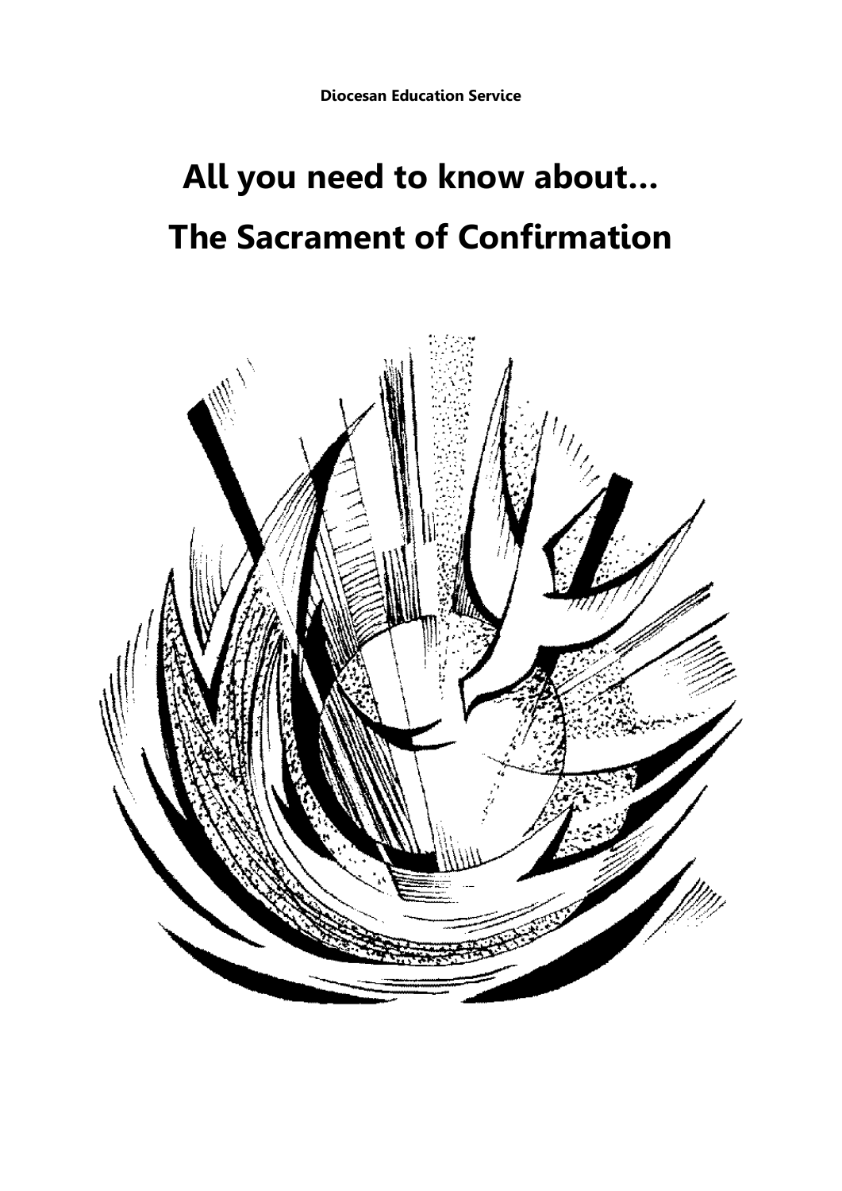**Diocesan Education Service**

# All you need to know about...

# The Sacrament of Confirmation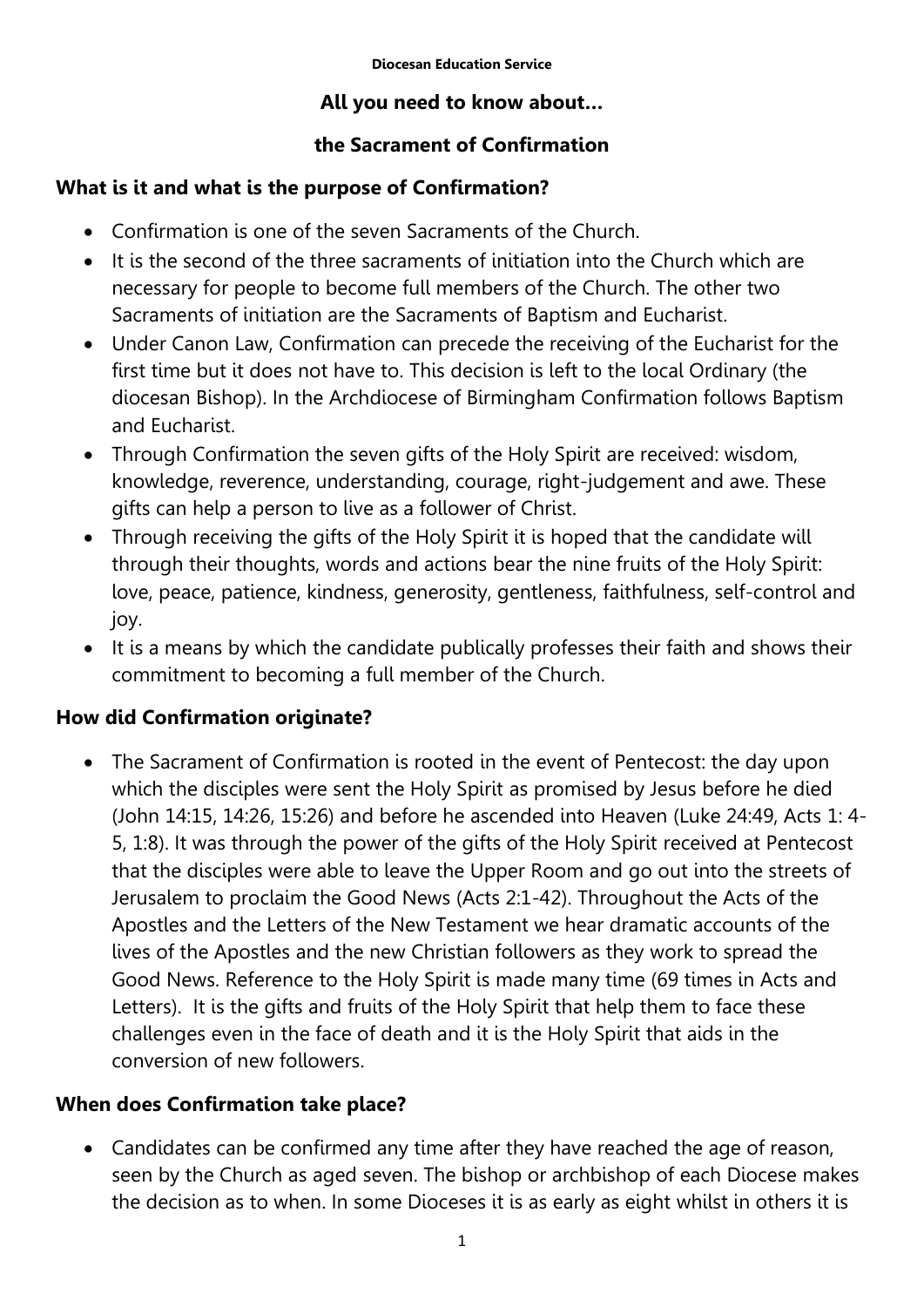**Diocesan Education Service**

## All you need to know about…

## the Sacrament of Confirmation

### What is it and what is the purpose of Confirmation?

- Confirmation is one of the seven Sacraments of the Church.
- It is the second of the three sacraments of initiation into the Church which are necessary for people to become full members of the Church. The other two Sacraments of initiation are the Sacraments of Baptism and Eucharist.
- Under Canon Law, Confirmation can precede the receiving of the Eucharist for the first time but it does not have to. This decision is left to the local Ordinary (the diocesan Bishop). In the Archdiocese of Birmingham Confirmation follows Baptism and Eucharist.
- Through Confirmation the seven gifts of the Holy Spirit are received: wisdom, knowledge, reverence, understanding, courage, right-judgement and awe. These gifts can help a person to live as a follower of Christ.
- Through receiving the gifts of the Holy Spirit it is hoped that the candidate will through their thoughts, words and actions bear the nine fruits of the Holy Spirit: love, peace, patience, kindness, generosity, gentleness, faithfulness, self-control and joy.
- It is a means by which the candidate publically professes their faith and shows their commitment to becoming a full member of the Church.

### How did Confirmation originate?

- The Sacrament of Confirmation is rooted in the event of Pentecost: the day upon which the disciples were sent the Holy Spirit as promised by Jesus before he died (John 14:15, 14:26, 15:26) and before he ascended into Heaven (Luke 24:49, Acts 1: 4-5, 1:8). It was through the power of the gifts of the Holy Spirit received at Pentecost that the disciples were able to leave the Upper Room and go out into the streets of Jerusalem to proclaim the Good News (Acts 2:1-42). Throughout the Acts of the Apostles and the Letters of the New Testament we hear dramatic accounts of the lives of the Apostles and the new Christian followers as they work to spread the Good News. Reference to the Holy Spirit is made many time (69 times in Acts and Letters). It is the gifts and fruits of the Holy Spirit that help them to face these challenges even in the face of death and it is the Holy Spirit that aids in the conversion of new followers.

### When does Confirmation take place?

- Candidates can be confirmed any time after they have reached the age of reason, seen by the Church as aged seven. The bishop or archbishop of each Diocese makes the decision as to when. In some Dioceses it is as early as eight whilst in others it is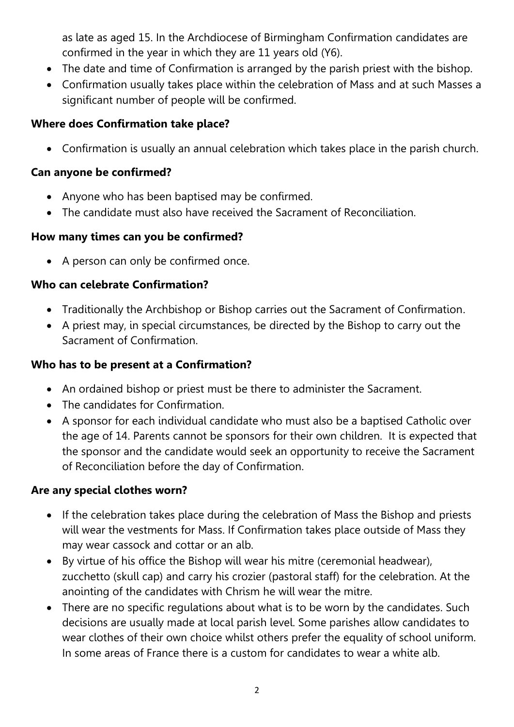as late as aged 15. In the Archdiocese of Birmingham Confirmation candidates are confirmed in the year in which they are 11 years old (Y6).

- The date and time of Confirmation is arranged by the parish priest with the bishop.
- Confirmation usually takes place within the celebration of Mass and at such Masses a significant number of people will be confirmed.

**Where does Confirmation take place?**

- Confirmation is usually an annual celebration which takes place in the parish church.

**Can anyone be confirmed?**

- Anyone who has been baptised may be confirmed.
- The candidate must also have received the Sacrament of Reconciliation.

**How many times can you be confirmed?**

- A person can only be confirmed once.

**Who can celebrate Confirmation?**

- Traditionally the Archbishop or Bishop carries out the Sacrament of Confirmation.
- A priest may, in special circumstances, be directed by the Bishop to carry out the Sacrament of Confirmation.

**Who has to be present at a Confirmation?**

- An ordained bishop or priest must be there to administer the Sacrament.
- The candidates for Confirmation.
- A sponsor for each individual candidate who must also be a baptised Catholic over the age of 14. Parents cannot be sponsors for their own children. It is expected that the sponsor and the candidate would seek an opportunity to receive the Sacrament of Reconciliation before the day of Confirmation.

**Are any special clothes worn?**

- If the celebration takes place during the celebration of Mass the Bishop and priests will wear the vestments for Mass. If Confirmation takes place outside of Mass they may wear cassock and cottar or an alb.
- By virtue of his office the Bishop will wear his mitre (ceremonial headwear), zucchetto (skull cap) and carry his crozier (pastoral staff) for the celebration. At the anointing of the candidates with Chrism he will wear the mitre.
- There are no specific regulations about what is to be worn by the candidates. Such decisions are usually made at local parish level. Some parishes allow candidates to wear clothes of their own choice whilst others prefer the equality of school uniform. In some areas of France there is a custom for candidates to wear a white alb.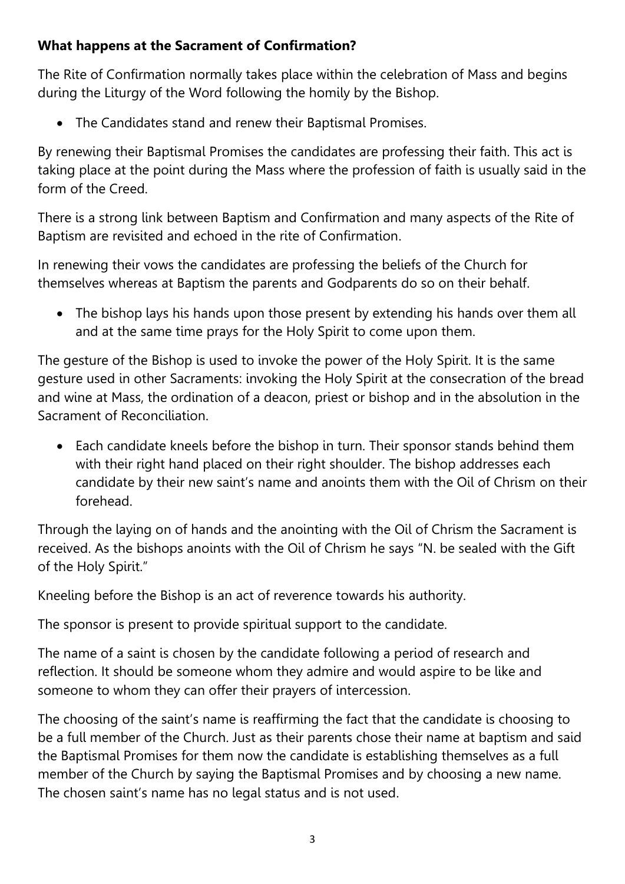**What happens at the Sacrament of Confirmation?**

The Rite of Confirmation normally takes place within the celebration of Mass and begins during the Liturgy of the Word following the homily by the Bishop.

- The Candidates stand and renew their Baptismal Promises.

By renewing their Baptismal Promises the candidates are professing their faith. This act is taking place at the point during the Mass where the profession of faith is usually said in the form of the Creed.

There is a strong link between Baptism and Confirmation and many aspects of the Rite of Baptism are revisited and echoed in the rite of Confirmation.

In renewing their vows the candidates are professing the beliefs of the Church for themselves whereas at Baptism the parents and Godparents do so on their behalf.

- The bishop lays his hands upon those present by extending his hands over them all and at the same time prays for the Holy Spirit to come upon them.

The gesture of the Bishop is used to invoke the power of the Holy Spirit. It is the same gesture used in other Sacraments: invoking the Holy Spirit at the consecration of the bread and wine at Mass, the ordination of a deacon, priest or bishop and in the absolution in the Sacrament of Reconciliation.

- Each candidate kneels before the bishop in turn. Their sponsor stands behind them with their right hand placed on their right shoulder. The bishop addresses each candidate by their new saint's name and anoints them with the Oil of Chrism on their forehead.

Through the laying on of hands and the anointing with the Oil of Chrism the Sacrament is received. As the bishops anoints with the Oil of Chrism he says "N. be sealed with the Gift of the Holy Spirit."

Kneeling before the Bishop is an act of reverence towards his authority.

The sponsor is present to provide spiritual support to the candidate.

The name of a saint is chosen by the candidate following a period of research and reflection. It should be someone whom they admire and would aspire to be like and someone to whom they can offer their prayers of intercession.

The choosing of the saint's name is reaffirming the fact that the candidate is choosing to be a full member of the Church. Just as their parents chose their name at baptism and said the Baptismal Promises for them now the candidate is establishing themselves as a full member of the Church by saying the Baptismal Promises and by choosing a new name. The chosen saint's name has no legal status and is not used.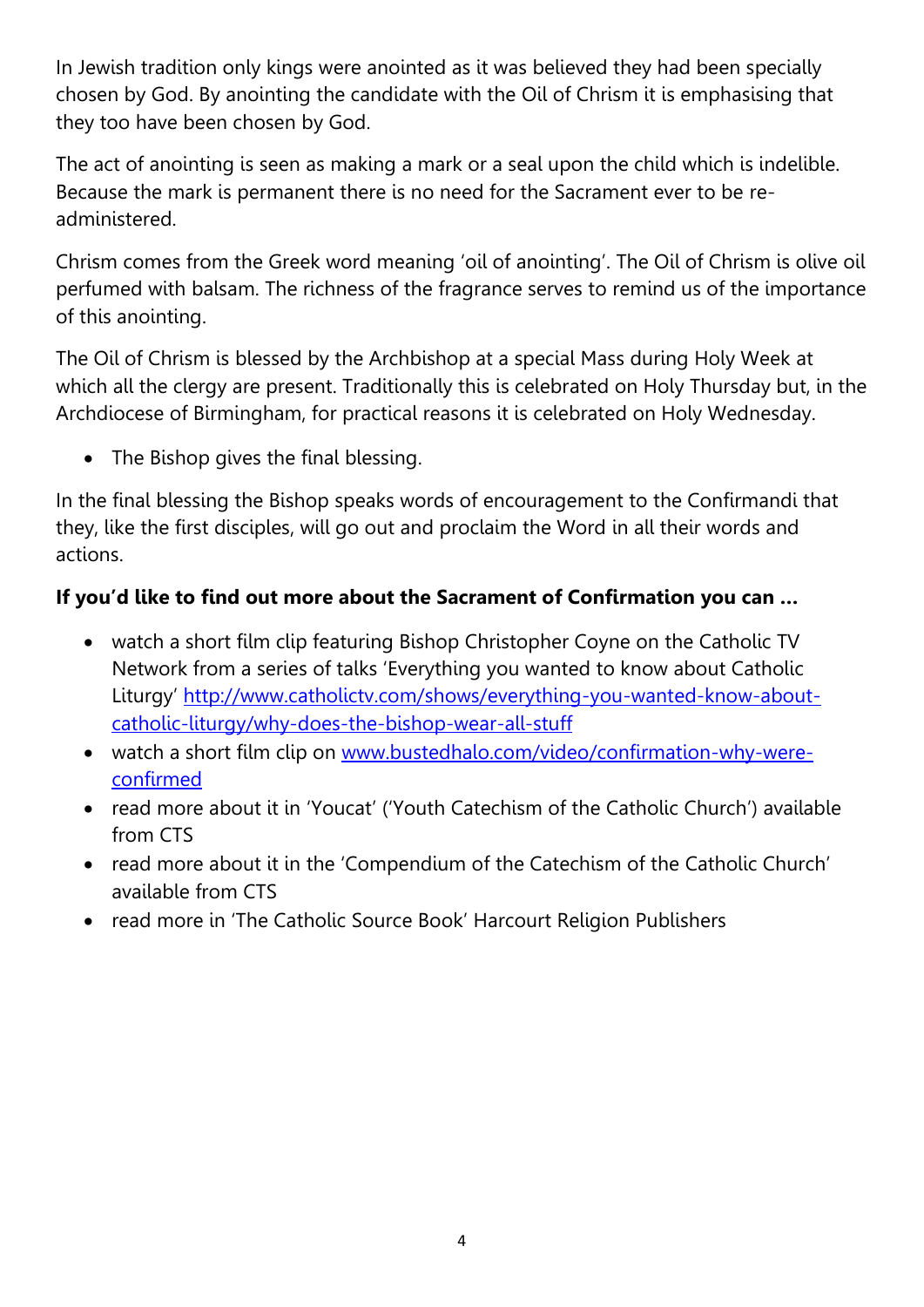In Jewish tradition only kings were anointed as it was believed they had been specially chosen by God. By anointing the candidate with the Oil of Chrism it is emphasising that they too have been chosen by God.

The act of anointing is seen as making a mark or a seal upon the child which is indelible. Because the mark is permanent there is no need for the Sacrament ever to be re-administered.

Chrism comes from the Greek word meaning 'oil of anointing'. The Oil of Chrism is olive oil perfumed with balsam. The richness of the fragrance serves to remind us of the importance of this anointing.

The Oil of Chrism is blessed by the Archbishop at a special Mass during Holy Week at which all the clergy are present. Traditionally this is celebrated on Holy Thursday but, in the Archdiocese of Birmingham, for practical reasons it is celebrated on Holy Wednesday.

- The Bishop gives the final blessing.

In the final blessing the Bishop speaks words of encouragement to the Confirmandi that they, like the first disciples, will go out and proclaim the Word in all their words and actions.

**If you'd like to find out more about the Sacrament of Confirmation you can …**

- watch a short film clip featuring Bishop Christopher Coyne on the Catholic TV Network from a series of talks 'Everything you wanted to know about Catholic Liturgy' [http://www.catholictv.com/shows/everything-you-wanted-know-about-catholic-liturgy/why-does-the-bishop-wear-all-stuff](http://www.catholictv.com/shows/everything-you-wanted-know-about-catholic-liturgy/why-does-the-bishop-wear-all-stuff)
- watch a short film clip on [www.bustedhalo.com/video/confirmation-why-were-confirmed](http://www.bustedhalo.com/video/confirmation-why-were-confirmed)
- read more about it in 'Youcat' ('Youth Catechism of the Catholic Church') available from CTS
- read more about it in the 'Compendium of the Catechism of the Catholic Church' available from CTS
- read more in 'The Catholic Source Book' Harcourt Religion Publishers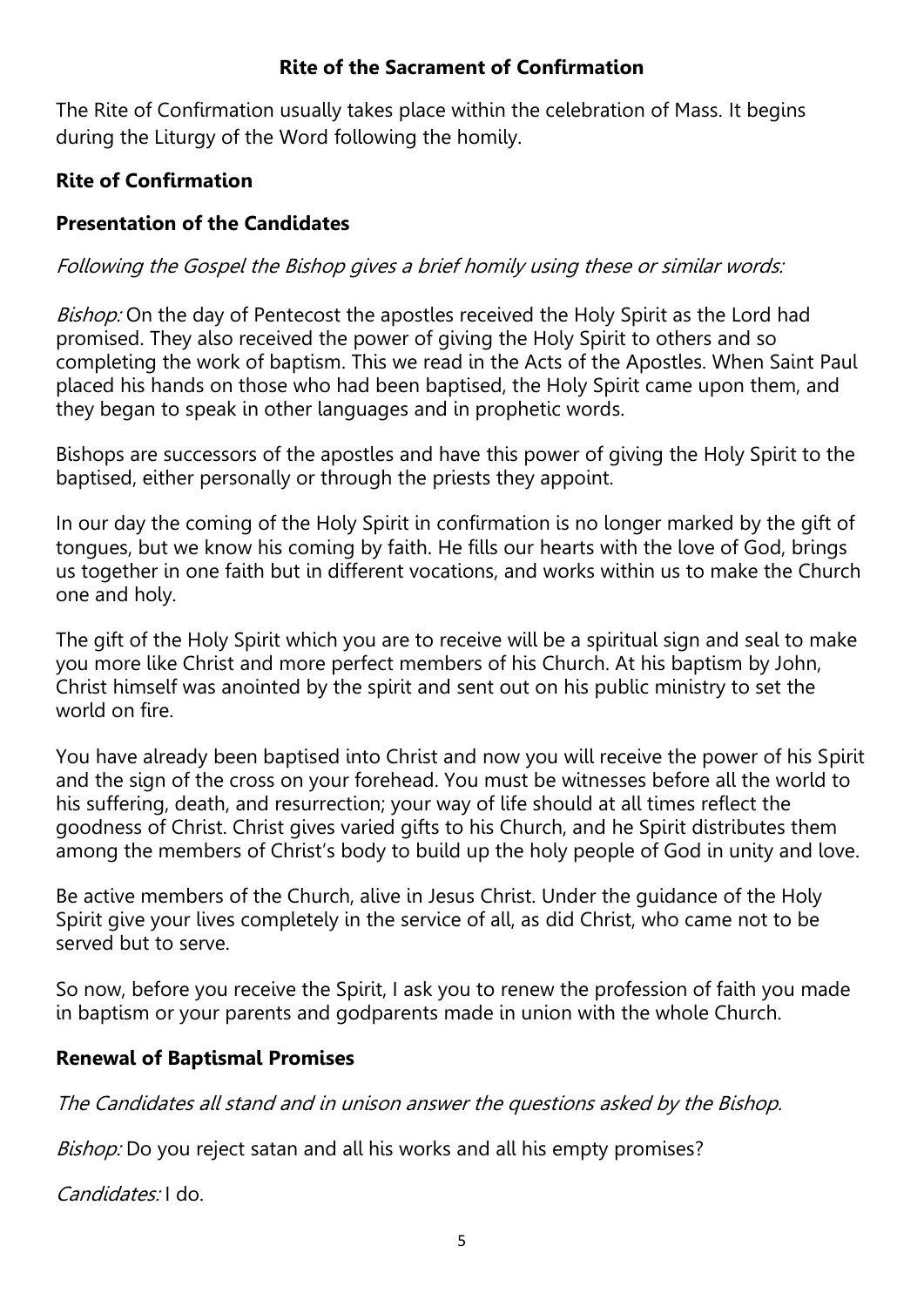## Rite of the Sacrament of Confirmation

The Rite of Confirmation usually takes place within the celebration of Mass. It begins during the Liturgy of the Word following the homily.

### Rite of Confirmation

### Presentation of the Candidates

*Following the Gospel the Bishop gives a brief homily using these or similar words:*

*Bishop:* On the day of Pentecost the apostles received the Holy Spirit as the Lord had promised. They also received the power of giving the Holy Spirit to others and so completing the work of baptism. This we read in the Acts of the Apostles. When Saint Paul placed his hands on those who had been baptised, the Holy Spirit came upon them, and they began to speak in other languages and in prophetic words.

Bishops are successors of the apostles and have this power of giving the Holy Spirit to the baptised, either personally or through the priests they appoint.

In our day the coming of the Holy Spirit in confirmation is no longer marked by the gift of tongues, but we know his coming by faith. He fills our hearts with the love of God, brings us together in one faith but in different vocations, and works within us to make the Church one and holy.

The gift of the Holy Spirit which you are to receive will be a spiritual sign and seal to make you more like Christ and more perfect members of his Church. At his baptism by John, Christ himself was anointed by the spirit and sent out on his public ministry to set the world on fire.

You have already been baptised into Christ and now you will receive the power of his Spirit and the sign of the cross on your forehead. You must be witnesses before all the world to his suffering, death, and resurrection; your way of life should at all times reflect the goodness of Christ. Christ gives varied gifts to his Church, and he Spirit distributes them among the members of Christ's body to build up the holy people of God in unity and love.

Be active members of the Church, alive in Jesus Christ. Under the guidance of the Holy Spirit give your lives completely in the service of all, as did Christ, who came not to be served but to serve.

So now, before you receive the Spirit, I ask you to renew the profession of faith you made in baptism or your parents and godparents made in union with the whole Church.

### Renewal of Baptismal Promises

*The Candidates all stand and in unison answer the questions asked by the Bishop.*

*Bishop:* Do you reject satan and all his works and all his empty promises?

*Candidates:* I do.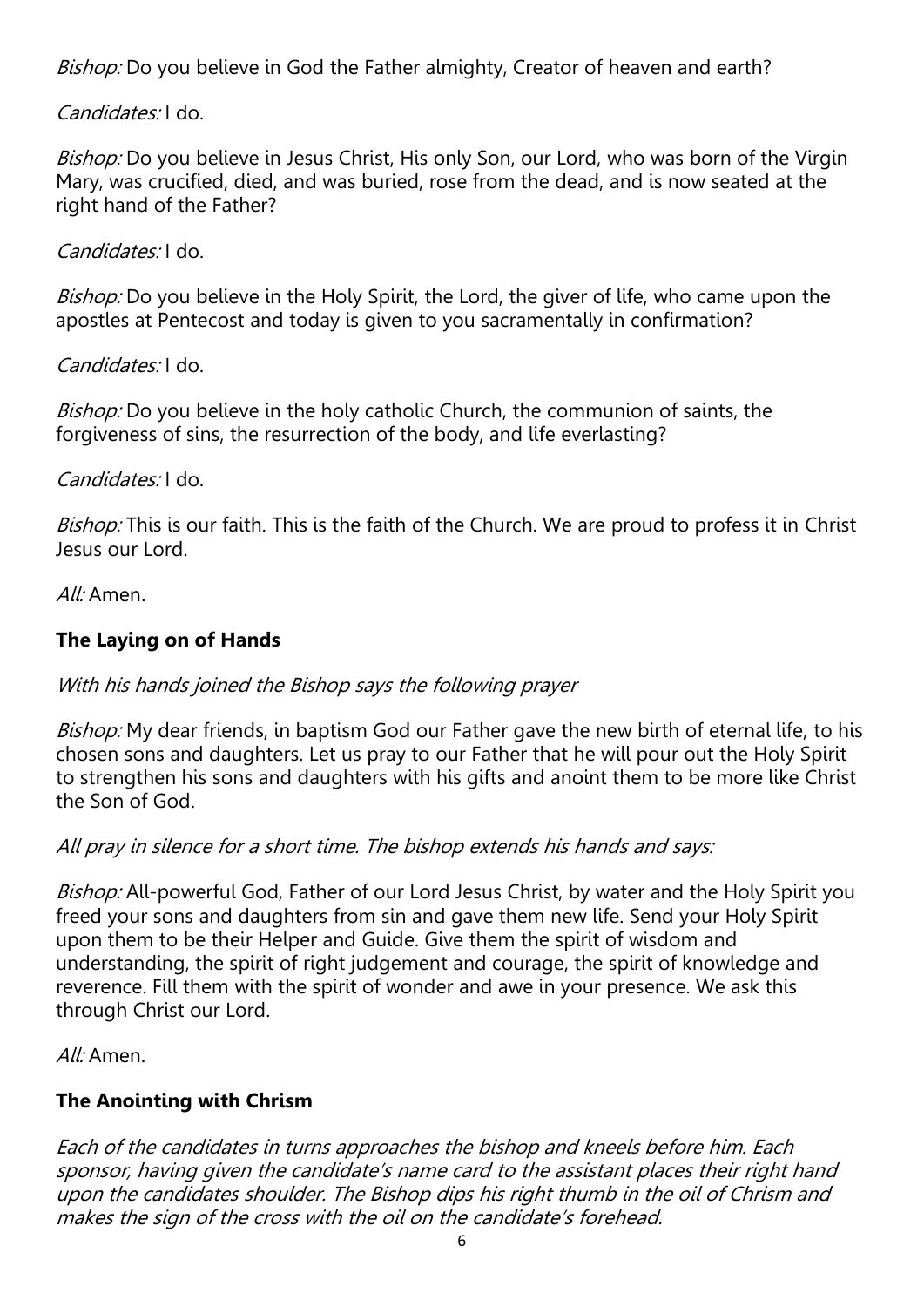*Bishop:* Do you believe in God the Father almighty, Creator of heaven and earth?

*Candidates:* I do.

*Bishop:* Do you believe in Jesus Christ, His only Son, our Lord, who was born of the Virgin Mary, was crucified, died, and was buried, rose from the dead, and is now seated at the right hand of the Father?

*Candidates:* I do.

*Bishop:* Do you believe in the Holy Spirit, the Lord, the giver of life, who came upon the apostles at Pentecost and today is given to you sacramentally in confirmation?

*Candidates:* I do.

*Bishop:* Do you believe in the holy catholic Church, the communion of saints, the forgiveness of sins, the resurrection of the body, and life everlasting?

*Candidates:* I do.

*Bishop:* This is our faith. This is the faith of the Church. We are proud to profess it in Christ Jesus our Lord.

*All:* Amen.

**The Laying on of Hands**

*With his hands joined the Bishop says the following prayer*

*Bishop:* My dear friends, in baptism God our Father gave the new birth of eternal life, to his chosen sons and daughters. Let us pray to our Father that he will pour out the Holy Spirit to strengthen his sons and daughters with his gifts and anoint them to be more like Christ the Son of God.

*All pray in silence for a short time. The bishop extends his hands and says:*

*Bishop:* All-powerful God, Father of our Lord Jesus Christ, by water and the Holy Spirit you freed your sons and daughters from sin and gave them new life. Send your Holy Spirit upon them to be their Helper and Guide. Give them the spirit of wisdom and understanding, the spirit of right judgement and courage, the spirit of knowledge and reverence. Fill them with the spirit of wonder and awe in your presence. We ask this through Christ our Lord.

*All:* Amen.

**The Anointing with Chrism**

*Each of the candidates in turns approaches the bishop and kneels before him. Each sponsor, having given the candidate's name card to the assistant places their right hand upon the candidates shoulder. The Bishop dips his right thumb in the oil of Chrism and makes the sign of the cross with the oil on the candidate's forehead.*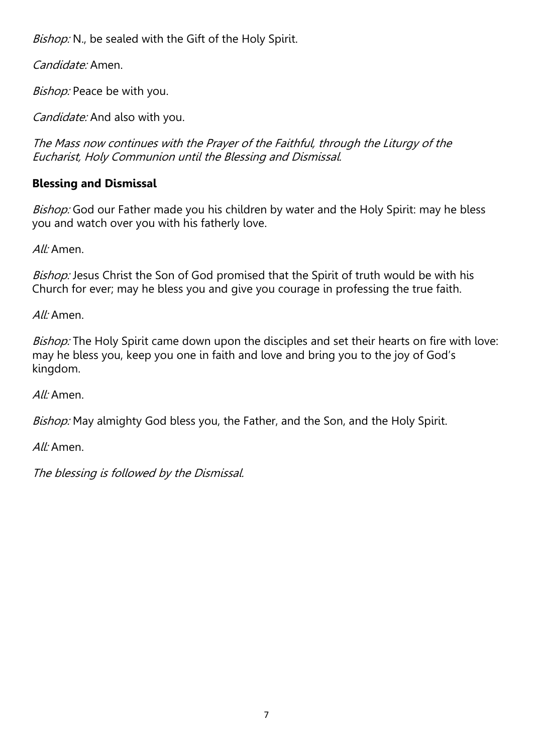*Bishop:* N., be sealed with the Gift of the Holy Spirit.

*Candidate:* Amen.

*Bishop:* Peace be with you.

*Candidate:* And also with you.

*The Mass now continues with the Prayer of the Faithful, through the Liturgy of the Eucharist, Holy Communion until the Blessing and Dismissal.*

**Blessing and Dismissal**

*Bishop:* God our Father made you his children by water and the Holy Spirit: may he bless you and watch over you with his fatherly love.

*All:* Amen.

*Bishop:* Jesus Christ the Son of God promised that the Spirit of truth would be with his Church for ever; may he bless you and give you courage in professing the true faith.

*All:* Amen.

*Bishop:* The Holy Spirit came down upon the disciples and set their hearts on fire with love: may he bless you, keep you one in faith and love and bring you to the joy of God's kingdom.

*All:* Amen.

*Bishop:* May almighty God bless you, the Father, and the Son, and the Holy Spirit.

*All:* Amen.

*The blessing is followed by the Dismissal.*